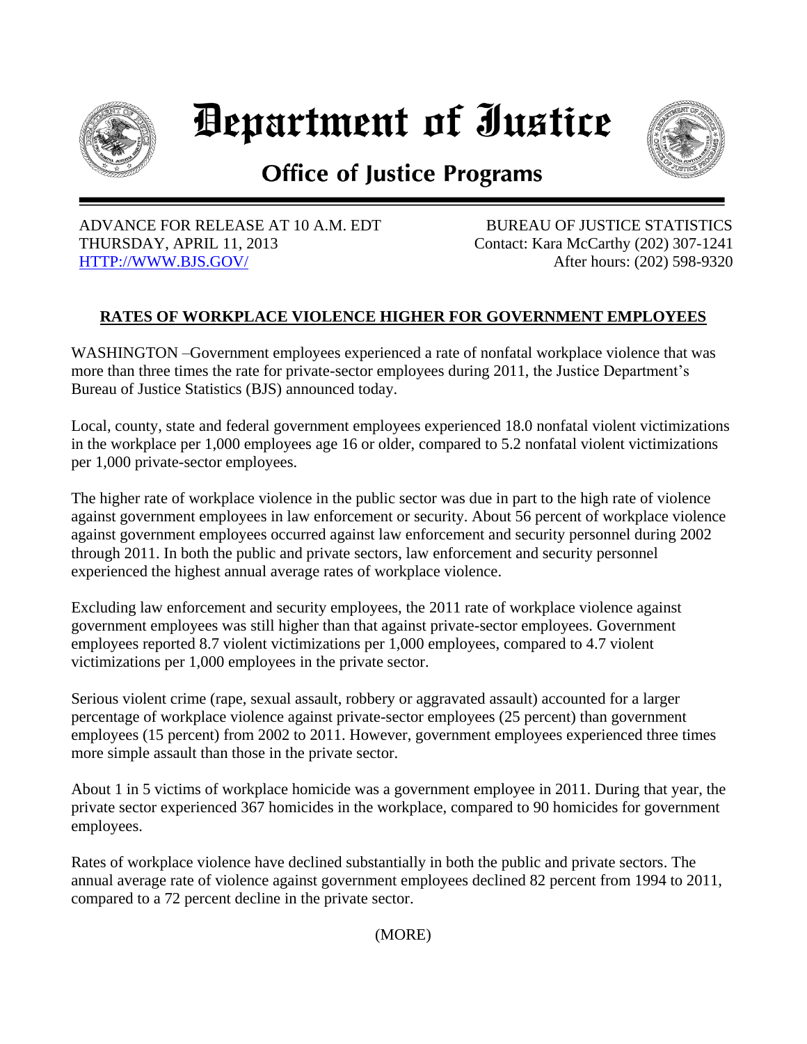# Department of Justice

## Office of Justice Programs

ADVANCE FOR RELEASE AT 10 A.M. EDT
THURSDAY, APRIL 11, 2013
HTTP://WWW.BJS.GOV/

BUREAU OF JUSTICE STATISTICS
Contact: Kara McCarthy (202) 307-1241
After hours: (202) 598-9320

**RATES OF WORKPLACE VIOLENCE HIGHER FOR GOVERNMENT EMPLOYEES**

WASHINGTON –Government employees experienced a rate of nonfatal workplace violence that was more than three times the rate for private-sector employees during 2011, the Justice Department's Bureau of Justice Statistics (BJS) announced today.

Local, county, state and federal government employees experienced 18.0 nonfatal violent victimizations in the workplace per 1,000 employees age 16 or older, compared to 5.2 nonfatal violent victimizations per 1,000 private-sector employees.

The higher rate of workplace violence in the public sector was due in part to the high rate of violence against government employees in law enforcement or security. About 56 percent of workplace violence against government employees occurred against law enforcement and security personnel during 2002 through 2011. In both the public and private sectors, law enforcement and security personnel experienced the highest annual average rates of workplace violence.

Excluding law enforcement and security employees, the 2011 rate of workplace violence against government employees was still higher than that against private-sector employees. Government employees reported 8.7 violent victimizations per 1,000 employees, compared to 4.7 violent victimizations per 1,000 employees in the private sector.

Serious violent crime (rape, sexual assault, robbery or aggravated assault) accounted for a larger percentage of workplace violence against private-sector employees (25 percent) than government employees (15 percent) from 2002 to 2011. However, government employees experienced three times more simple assault than those in the private sector.

About 1 in 5 victims of workplace homicide was a government employee in 2011. During that year, the private sector experienced 367 homicides in the workplace, compared to 90 homicides for government employees.

Rates of workplace violence have declined substantially in both the public and private sectors. The annual average rate of violence against government employees declined 82 percent from 1994 to 2011, compared to a 72 percent decline in the private sector.

(MORE)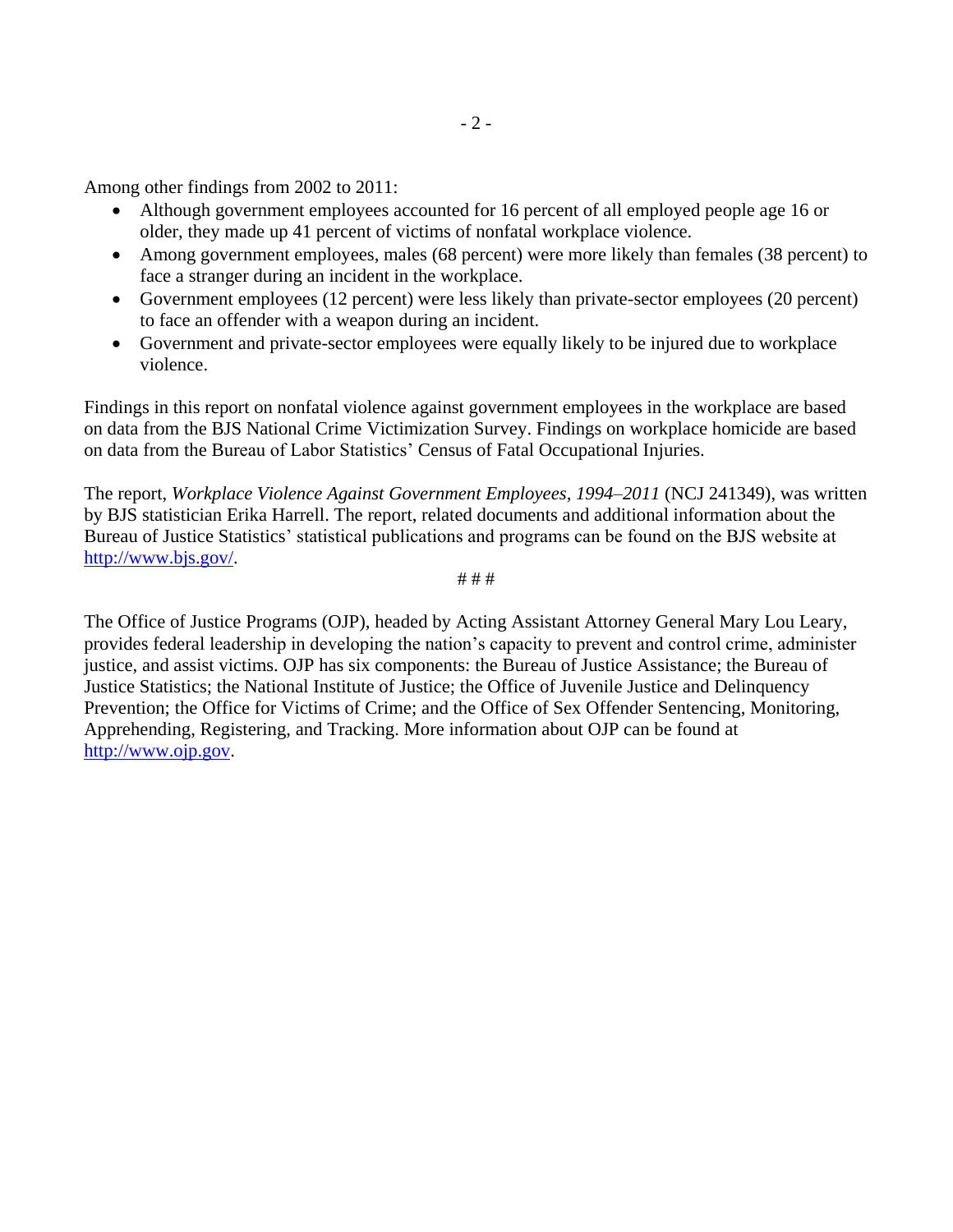Among other findings from 2002 to 2011:

- Although government employees accounted for 16 percent of all employed people age 16 or older, they made up 41 percent of victims of nonfatal workplace violence.
- Among government employees, males (68 percent) were more likely than females (38 percent) to face a stranger during an incident in the workplace.
- Government employees (12 percent) were less likely than private-sector employees (20 percent) to face an offender with a weapon during an incident.
- Government and private-sector employees were equally likely to be injured due to workplace violence.

Findings in this report on nonfatal violence against government employees in the workplace are based on data from the BJS National Crime Victimization Survey. Findings on workplace homicide are based on data from the Bureau of Labor Statistics' Census of Fatal Occupational Injuries.

The report, *Workplace Violence Against Government Employees, 1994–2011* (NCJ 241349), was written by BJS statistician Erika Harrell. The report, related documents and additional information about the Bureau of Justice Statistics' statistical publications and programs can be found on the BJS website at http://www.bjs.gov/.

# # #

The Office of Justice Programs (OJP), headed by Acting Assistant Attorney General Mary Lou Leary, provides federal leadership in developing the nation's capacity to prevent and control crime, administer justice, and assist victims. OJP has six components: the Bureau of Justice Assistance; the Bureau of Justice Statistics; the National Institute of Justice; the Office of Juvenile Justice and Delinquency Prevention; the Office for Victims of Crime; and the Office of Sex Offender Sentencing, Monitoring, Apprehending, Registering, and Tracking. More information about OJP can be found at http://www.ojp.gov.